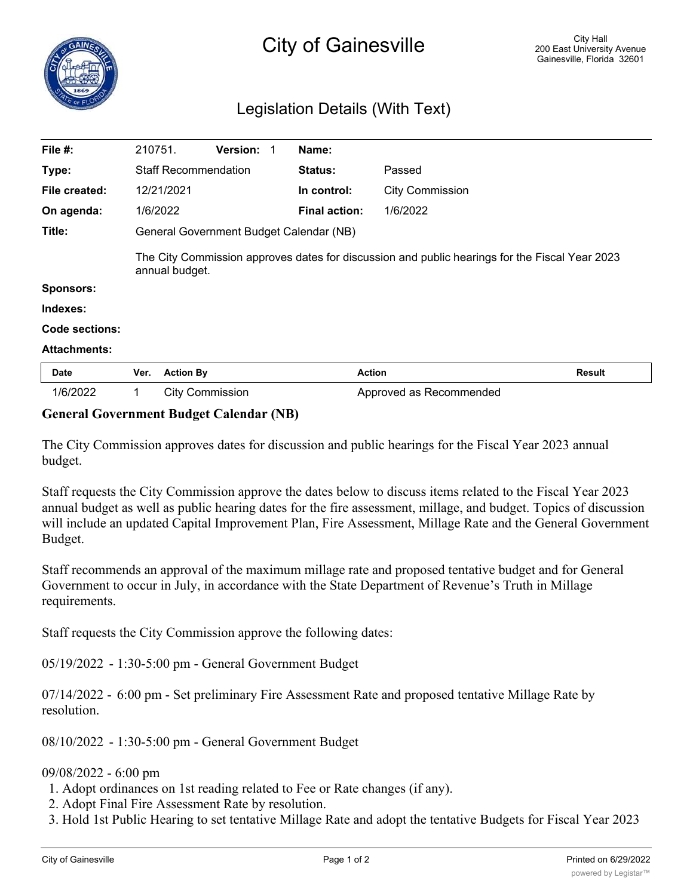# City of Gainesville

City Hall
200 East University Avenue
Gainesville, Florida 32601

## Legislation Details (With Text)

| | | | |
|---|---|---|---|
| **File #:** | 210751. **Version:** 1 | **Name:** | |
| **Type:** | Staff Recommendation | **Status:** | Passed |
| **File created:** | 12/21/2021 | **In control:** | City Commission |
| **On agenda:** | 1/6/2022 | **Final action:** | 1/6/2022 |

**Title:** General Government Budget Calendar (NB)

The City Commission approves dates for discussion and public hearings for the Fiscal Year 2023 annual budget.

**Sponsors:**

**Indexes:**

**Code sections:**

**Attachments:**

| Date | Ver. | Action By | Action | Result |
|---|---|---|---|---|
| 1/6/2022 | 1 | City Commission | Approved as Recommended | |

**General Government Budget Calendar (NB)**

The City Commission approves dates for discussion and public hearings for the Fiscal Year 2023 annual budget.

Staff requests the City Commission approve the dates below to discuss items related to the Fiscal Year 2023 annual budget as well as public hearing dates for the fire assessment, millage, and budget. Topics of discussion will include an updated Capital Improvement Plan, Fire Assessment, Millage Rate and the General Government Budget.

Staff recommends an approval of the maximum millage rate and proposed tentative budget and for General Government to occur in July, in accordance with the State Department of Revenue's Truth in Millage requirements.

Staff requests the City Commission approve the following dates:

05/19/2022 - 1:30-5:00 pm - General Government Budget

07/14/2022 - 6:00 pm - Set preliminary Fire Assessment Rate and proposed tentative Millage Rate by resolution.

08/10/2022 - 1:30-5:00 pm - General Government Budget

09/08/2022 - 6:00 pm

1. Adopt ordinances on 1st reading related to Fee or Rate changes (if any).
2. Adopt Final Fire Assessment Rate by resolution.
3. Hold 1st Public Hearing to set tentative Millage Rate and adopt the tentative Budgets for Fiscal Year 2023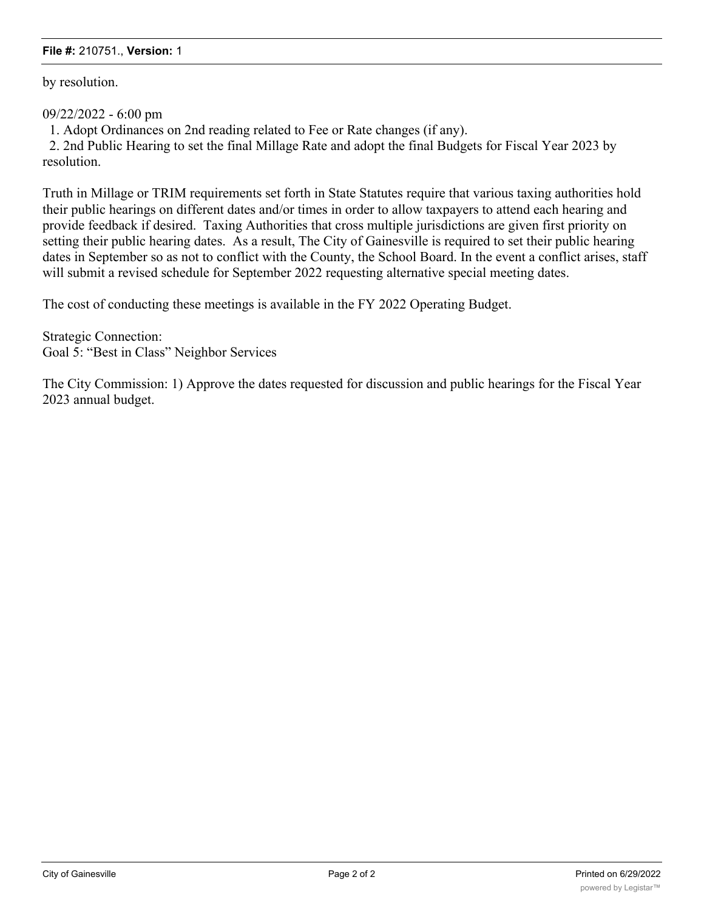by resolution.

09/22/2022 - 6:00 pm

1. Adopt Ordinances on 2nd reading related to Fee or Rate changes (if any).
2. 2nd Public Hearing to set the final Millage Rate and adopt the final Budgets for Fiscal Year 2023 by resolution.

Truth in Millage or TRIM requirements set forth in State Statutes require that various taxing authorities hold their public hearings on different dates and/or times in order to allow taxpayers to attend each hearing and provide feedback if desired. Taxing Authorities that cross multiple jurisdictions are given first priority on setting their public hearing dates. As a result, The City of Gainesville is required to set their public hearing dates in September so as not to conflict with the County, the School Board. In the event a conflict arises, staff will submit a revised schedule for September 2022 requesting alternative special meeting dates.

The cost of conducting these meetings is available in the FY 2022 Operating Budget.

Strategic Connection:
Goal 5: "Best in Class" Neighbor Services

The City Commission: 1) Approve the dates requested for discussion and public hearings for the Fiscal Year 2023 annual budget.